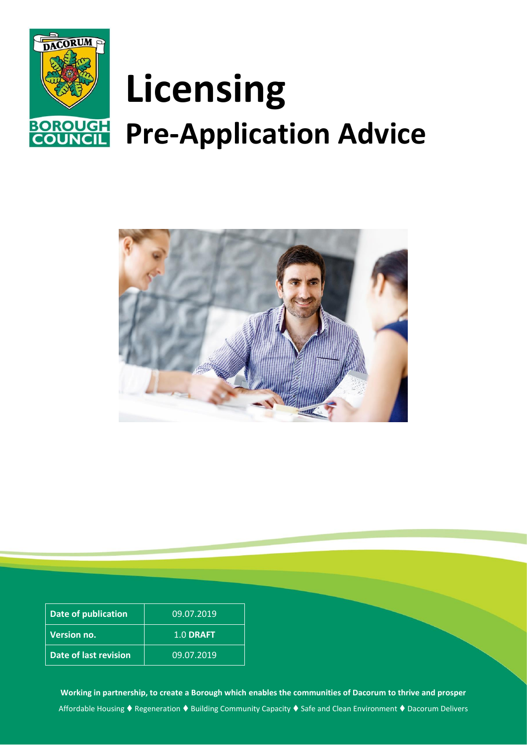# Licensing

## Pre-Application Advice

| Date of publication | 09.07.2019 |
|---|---|
| Version no. | 1.0 **DRAFT** |
| Date of last revision | 09.07.2019 |

**Working in partnership, to create a Borough which enables the communities of Dacorum to thrive and prosper**

Affordable Housing ♦ Regeneration ♦ Building Community Capacity ♦ Safe and Clean Environment ♦ Dacorum Delivers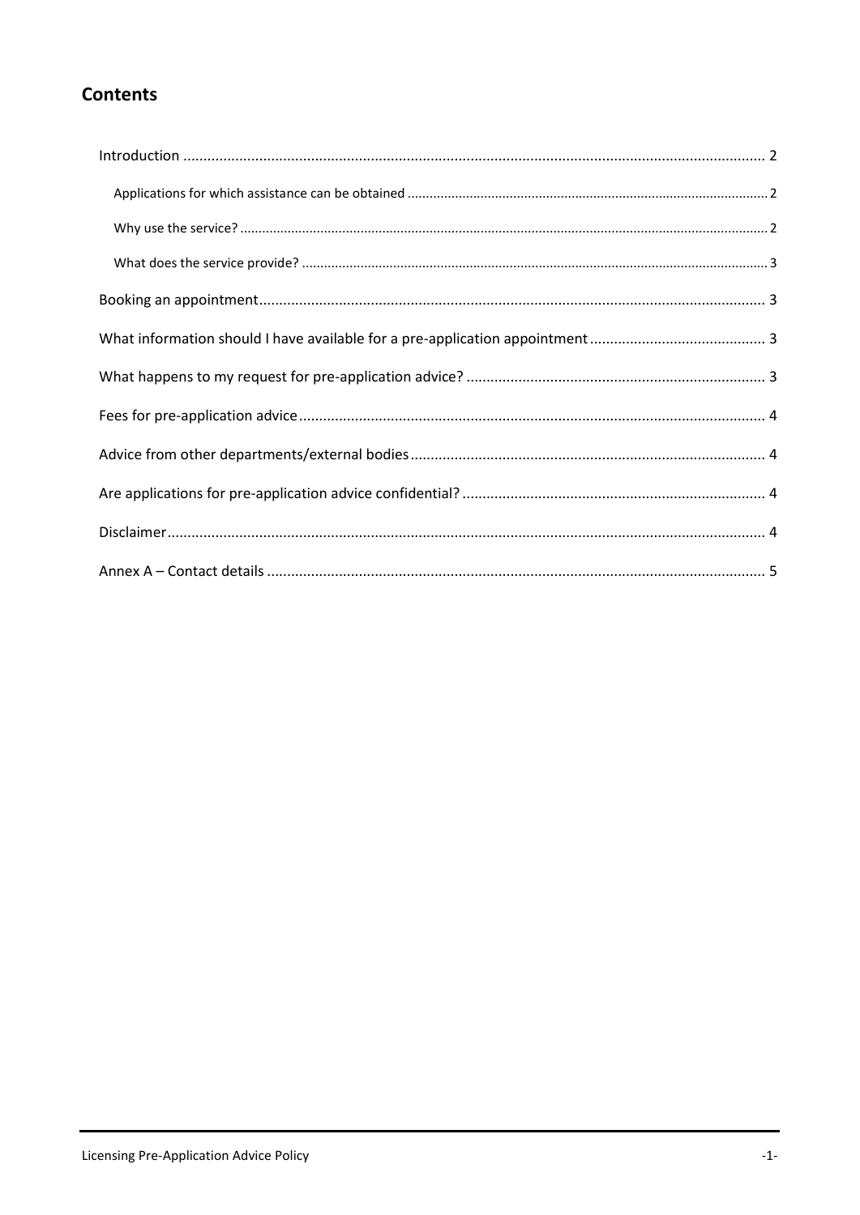## Contents

- Introduction ..... 2
  - Applications for which assistance can be obtained ..... 2
  - Why use the service? ..... 2
  - What does the service provide? ..... 3
- Booking an appointment ..... 3
- What information should I have available for a pre-application appointment ..... 3
- What happens to my request for pre-application advice? ..... 3
- Fees for pre-application advice ..... 4
- Advice from other departments/external bodies ..... 4
- Are applications for pre-application advice confidential? ..... 4
- Disclaimer ..... 4
- Annex A – Contact details ..... 5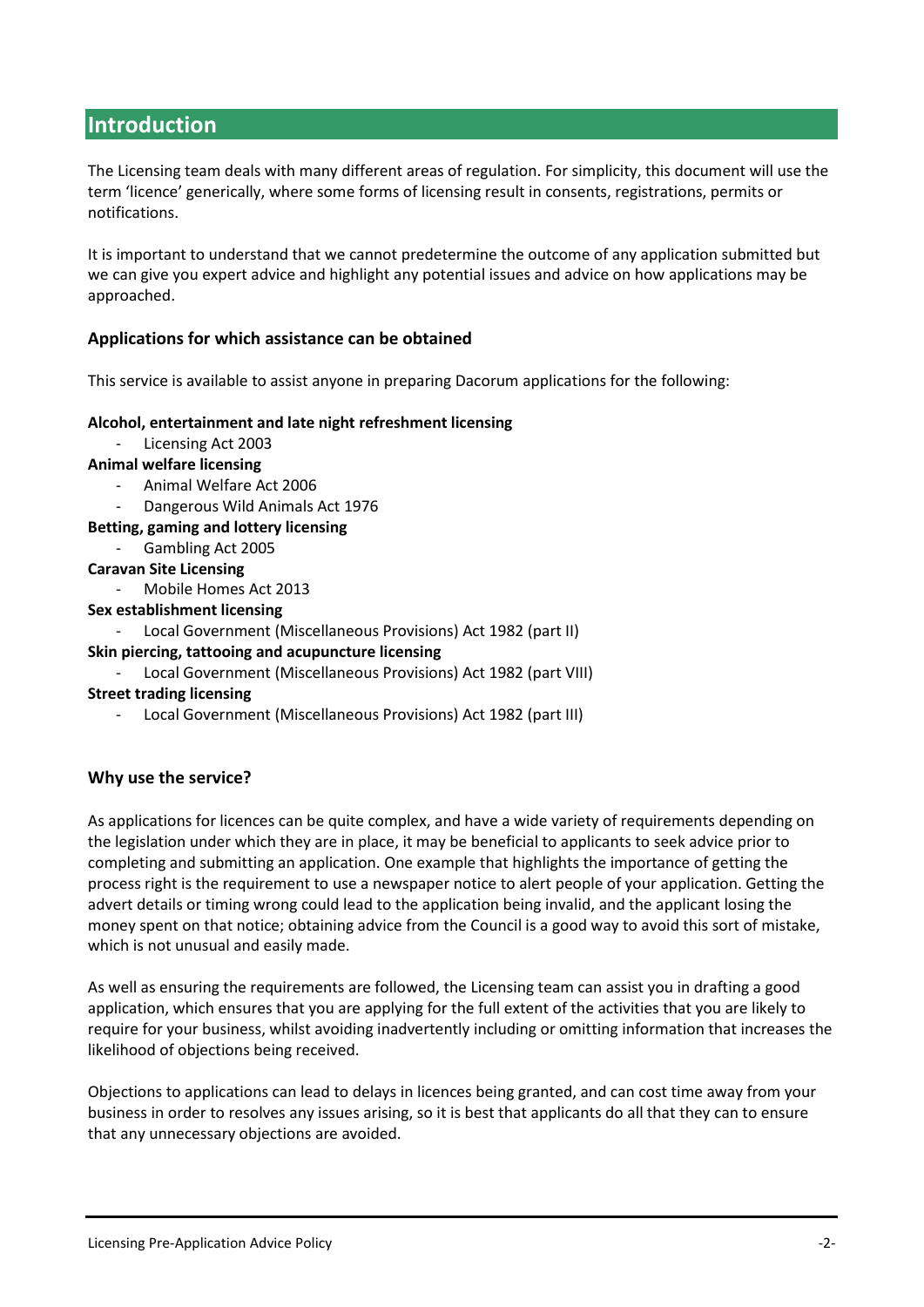## Introduction

The Licensing team deals with many different areas of regulation. For simplicity, this document will use the term 'licence' generically, where some forms of licensing result in consents, registrations, permits or notifications.

It is important to understand that we cannot predetermine the outcome of any application submitted but we can give you expert advice and highlight any potential issues and advice on how applications may be approached.

### Applications for which assistance can be obtained

This service is available to assist anyone in preparing Dacorum applications for the following:

**Alcohol, entertainment and late night refreshment licensing**

- Licensing Act 2003

**Animal welfare licensing**

- Animal Welfare Act 2006
- Dangerous Wild Animals Act 1976

**Betting, gaming and lottery licensing**

- Gambling Act 2005

**Caravan Site Licensing**

- Mobile Homes Act 2013

**Sex establishment licensing**

- Local Government (Miscellaneous Provisions) Act 1982 (part II)

**Skin piercing, tattooing and acupuncture licensing**

- Local Government (Miscellaneous Provisions) Act 1982 (part VIII)

**Street trading licensing**

- Local Government (Miscellaneous Provisions) Act 1982 (part III)

### Why use the service?

As applications for licences can be quite complex, and have a wide variety of requirements depending on the legislation under which they are in place, it may be beneficial to applicants to seek advice prior to completing and submitting an application. One example that highlights the importance of getting the process right is the requirement to use a newspaper notice to alert people of your application. Getting the advert details or timing wrong could lead to the application being invalid, and the applicant losing the money spent on that notice; obtaining advice from the Council is a good way to avoid this sort of mistake, which is not unusual and easily made.

As well as ensuring the requirements are followed, the Licensing team can assist you in drafting a good application, which ensures that you are applying for the full extent of the activities that you are likely to require for your business, whilst avoiding inadvertently including or omitting information that increases the likelihood of objections being received.

Objections to applications can lead to delays in licences being granted, and can cost time away from your business in order to resolves any issues arising, so it is best that applicants do all that they can to ensure that any unnecessary objections are avoided.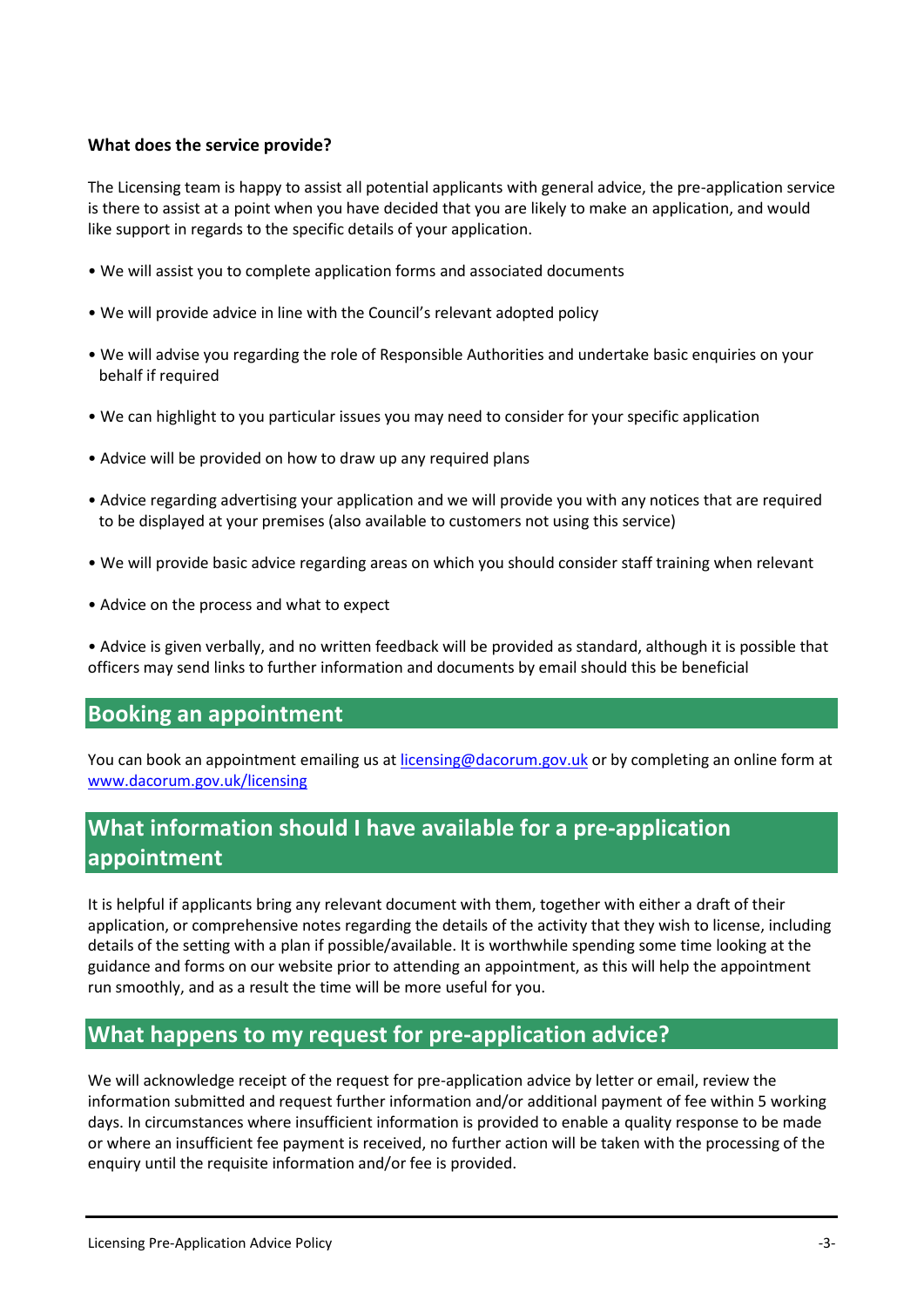**What does the service provide?**

The Licensing team is happy to assist all potential applicants with general advice, the pre-application service is there to assist at a point when you have decided that you are likely to make an application, and would like support in regards to the specific details of your application.

- We will assist you to complete application forms and associated documents
- We will provide advice in line with the Council's relevant adopted policy
- We will advise you regarding the role of Responsible Authorities and undertake basic enquiries on your behalf if required
- We can highlight to you particular issues you may need to consider for your specific application
- Advice will be provided on how to draw up any required plans
- Advice regarding advertising your application and we will provide you with any notices that are required to be displayed at your premises (also available to customers not using this service)
- We will provide basic advice regarding areas on which you should consider staff training when relevant
- Advice on the process and what to expect
- Advice is given verbally, and no written feedback will be provided as standard, although it is possible that officers may send links to further information and documents by email should this be beneficial

## Booking an appointment

You can book an appointment emailing us at licensing@dacorum.gov.uk or by completing an online form at www.dacorum.gov.uk/licensing

## What information should I have available for a pre-application appointment

It is helpful if applicants bring any relevant document with them, together with either a draft of their application, or comprehensive notes regarding the details of the activity that they wish to license, including details of the setting with a plan if possible/available. It is worthwhile spending some time looking at the guidance and forms on our website prior to attending an appointment, as this will help the appointment run smoothly, and as a result the time will be more useful for you.

## What happens to my request for pre-application advice?

We will acknowledge receipt of the request for pre-application advice by letter or email, review the information submitted and request further information and/or additional payment of fee within 5 working days. In circumstances where insufficient information is provided to enable a quality response to be made or where an insufficient fee payment is received, no further action will be taken with the processing of the enquiry until the requisite information and/or fee is provided.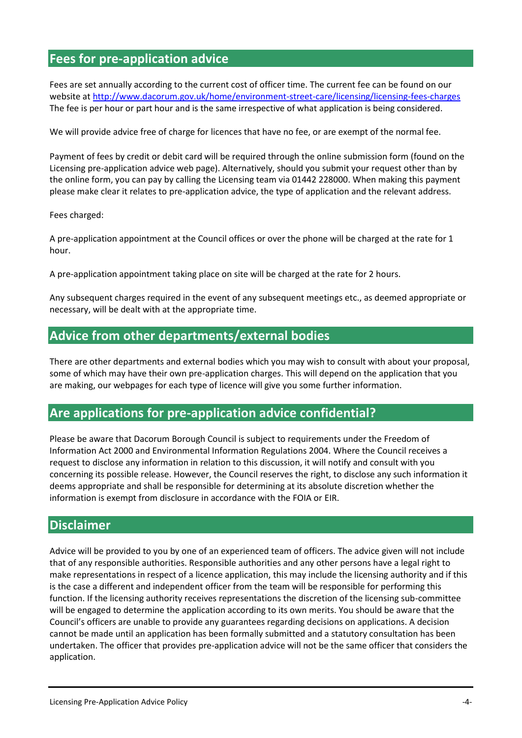## Fees for pre-application advice

Fees are set annually according to the current cost of officer time. The current fee can be found on our website at [http://www.dacorum.gov.uk/home/environment-street-care/licensing/licensing-fees-charges](http://www.dacorum.gov.uk/home/environment-street-care/licensing/licensing-fees-charges) The fee is per hour or part hour and is the same irrespective of what application is being considered.

We will provide advice free of charge for licences that have no fee, or are exempt of the normal fee.

Payment of fees by credit or debit card will be required through the online submission form (found on the Licensing pre-application advice web page). Alternatively, should you submit your request other than by the online form, you can pay by calling the Licensing team via 01442 228000. When making this payment please make clear it relates to pre-application advice, the type of application and the relevant address.

Fees charged:

A pre-application appointment at the Council offices or over the phone will be charged at the rate for 1 hour.

A pre-application appointment taking place on site will be charged at the rate for 2 hours.

Any subsequent charges required in the event of any subsequent meetings etc., as deemed appropriate or necessary, will be dealt with at the appropriate time.

## Advice from other departments/external bodies

There are other departments and external bodies which you may wish to consult with about your proposal, some of which may have their own pre-application charges. This will depend on the application that you are making, our webpages for each type of licence will give you some further information.

## Are applications for pre-application advice confidential?

Please be aware that Dacorum Borough Council is subject to requirements under the Freedom of Information Act 2000 and Environmental Information Regulations 2004. Where the Council receives a request to disclose any information in relation to this discussion, it will notify and consult with you concerning its possible release. However, the Council reserves the right, to disclose any such information it deems appropriate and shall be responsible for determining at its absolute discretion whether the information is exempt from disclosure in accordance with the FOIA or EIR.

## Disclaimer

Advice will be provided to you by one of an experienced team of officers. The advice given will not include that of any responsible authorities. Responsible authorities and any other persons have a legal right to make representations in respect of a licence application, this may include the licensing authority and if this is the case a different and independent officer from the team will be responsible for performing this function. If the licensing authority receives representations the discretion of the licensing sub-committee will be engaged to determine the application according to its own merits. You should be aware that the Council's officers are unable to provide any guarantees regarding decisions on applications. A decision cannot be made until an application has been formally submitted and a statutory consultation has been undertaken. The officer that provides pre-application advice will not be the same officer that considers the application.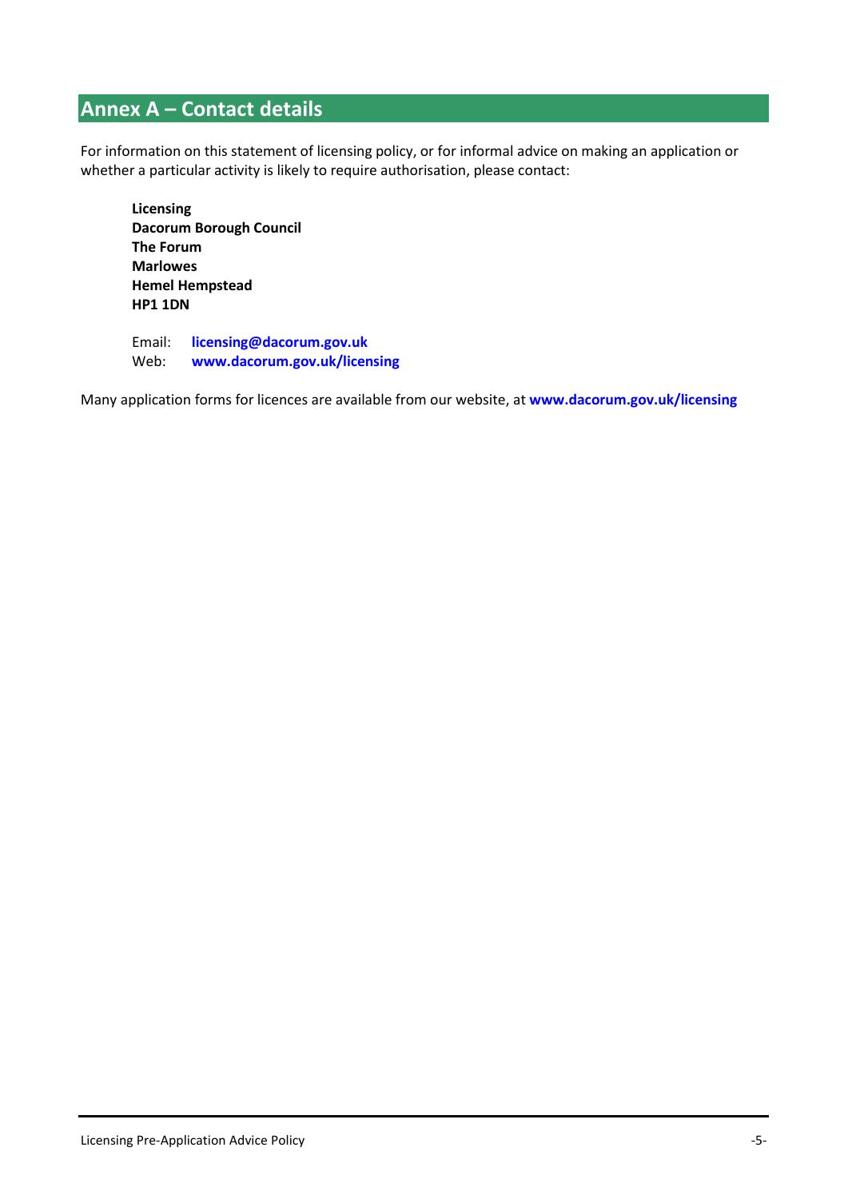## Annex A – Contact details

For information on this statement of licensing policy, or for informal advice on making an application or whether a particular activity is likely to require authorisation, please contact:

**Licensing**
**Dacorum Borough Council**
**The Forum**
**Marlowes**
**Hemel Hempstead**
**HP1 1DN**

Email: **licensing@dacorum.gov.uk**
Web: **www.dacorum.gov.uk/licensing**

Many application forms for licences are available from our website, at **www.dacorum.gov.uk/licensing**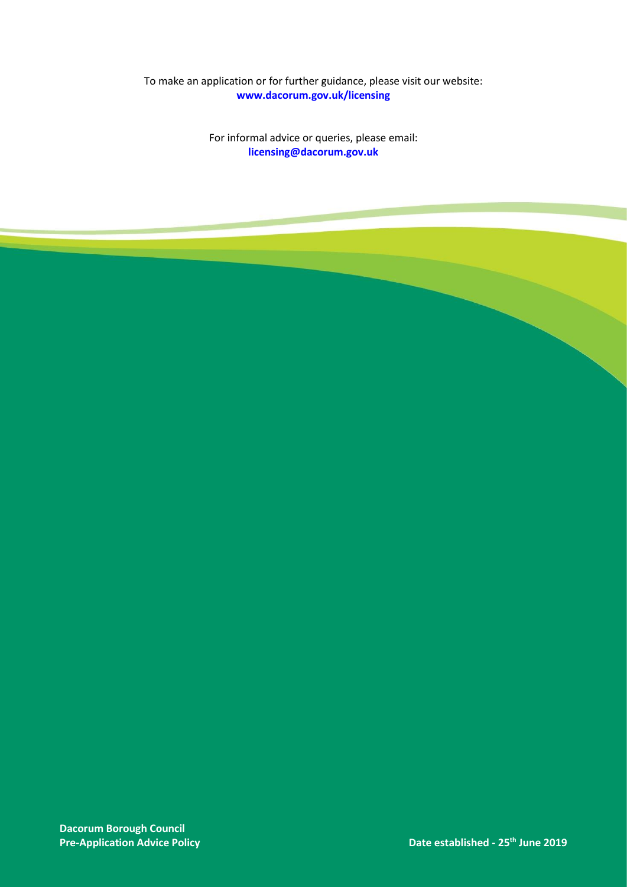To make an application or for further guidance, please visit our website:
**www.dacorum.gov.uk/licensing**

For informal advice or queries, please email:
**licensing@dacorum.gov.uk**

**Dacorum Borough Council**
**Pre-Application Advice Policy**

**Date established - 25th June 2019**